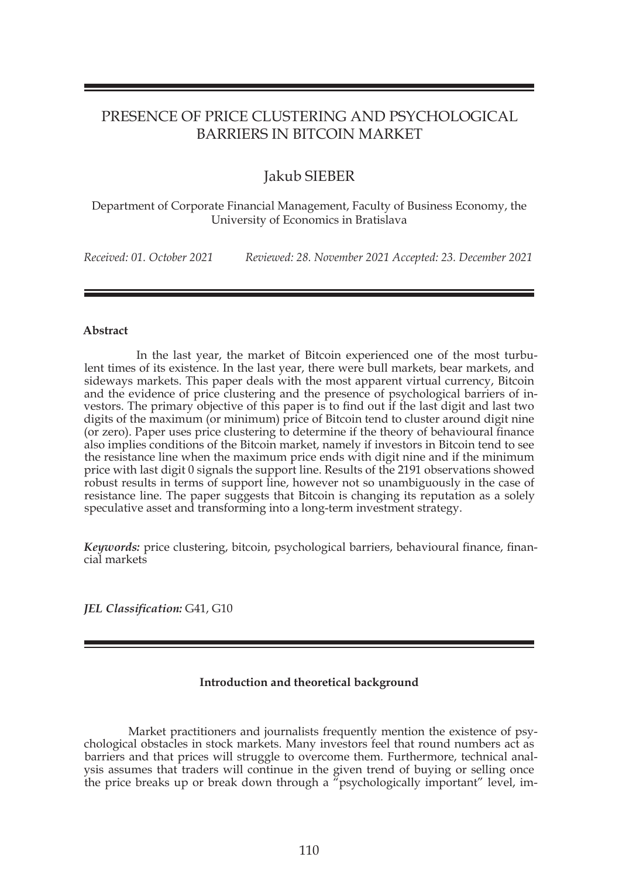# PRESENCE OF PRICE CLUSTERING AND PSYCHOLOGICAL BARRIERS IN BITCOIN MARKET

## Jakub SIEBER

Department of Corporate Financial Management, Faculty of Business Economy, the University of Economics in Bratislava

*Received: 01. October 2021* *Reviewed: 28. November 2021 Accepted: 23. December 2021*

**Abstract**

In the last year, the market of Bitcoin experienced one of the most turbulent times of its existence. In the last year, there were bull markets, bear markets, and sideways markets. This paper deals with the most apparent virtual currency, Bitcoin and the evidence of price clustering and the presence of psychological barriers of investors. The primary objective of this paper is to find out if the last digit and last two digits of the maximum (or minimum) price of Bitcoin tend to cluster around digit nine (or zero). Paper uses price clustering to determine if the theory of behavioural finance also implies conditions of the Bitcoin market, namely if investors in Bitcoin tend to see the resistance line when the maximum price ends with digit nine and if the minimum price with last digit 0 signals the support line. Results of the 2191 observations showed robust results in terms of support line, however not so unambiguously in the case of resistance line. The paper suggests that Bitcoin is changing its reputation as a solely speculative asset and transforming into a long-term investment strategy.

***Keywords:*** price clustering, bitcoin, psychological barriers, behavioural finance, financial markets

***JEL Classification:*** G41, G10

**Introduction and theoretical background**

Market practitioners and journalists frequently mention the existence of psychological obstacles in stock markets. Many investors feel that round numbers act as barriers and that prices will struggle to overcome them. Furthermore, technical analysis assumes that traders will continue in the given trend of buying or selling once the price breaks up or break down through a "psychologically important" level, im-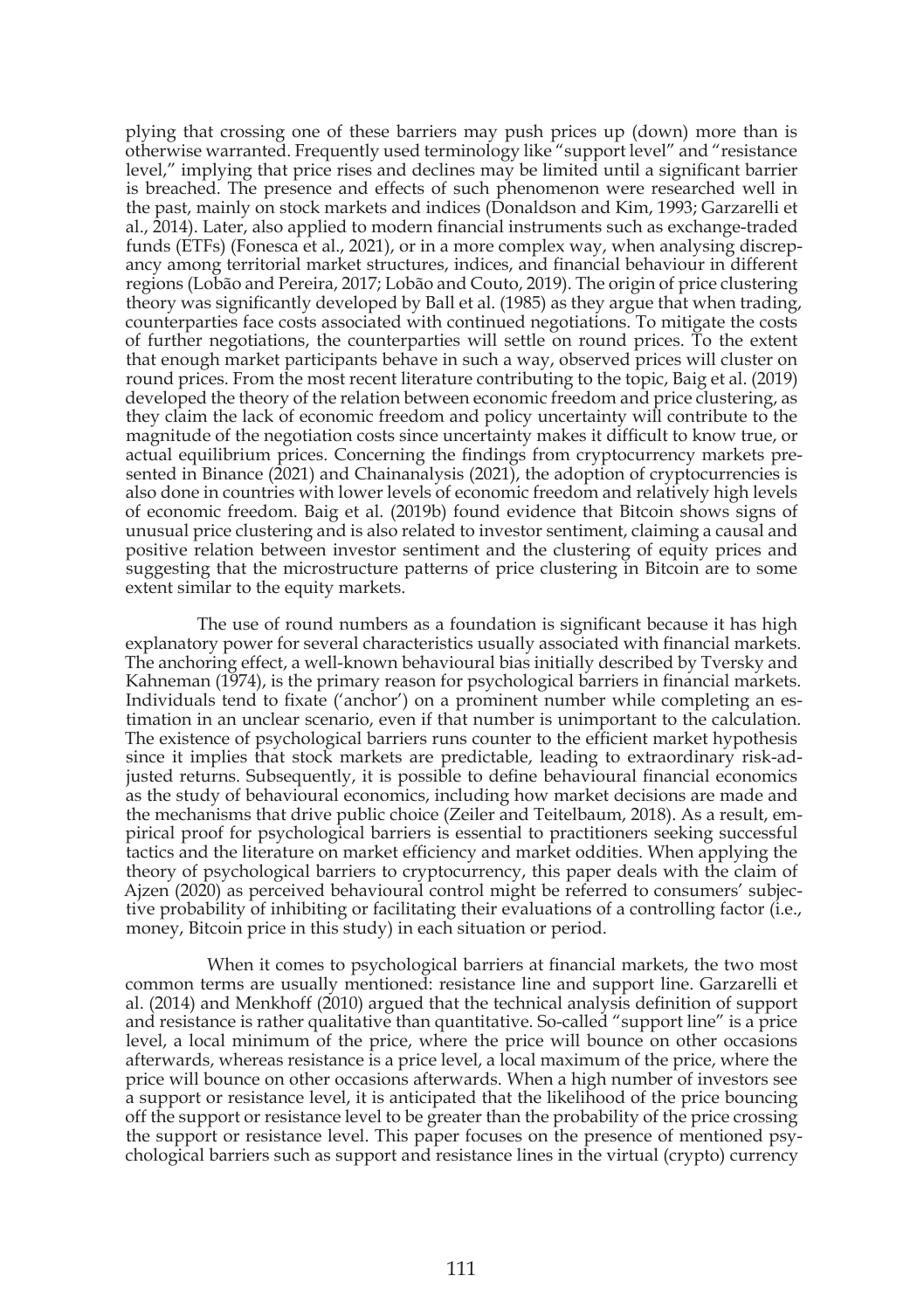plying that crossing one of these barriers may push prices up (down) more than is otherwise warranted. Frequently used terminology like "support level" and "resistance level," implying that price rises and declines may be limited until a significant barrier is breached. The presence and effects of such phenomenon were researched well in the past, mainly on stock markets and indices (Donaldson and Kim, 1993; Garzarelli et al., 2014). Later, also applied to modern financial instruments such as exchange-traded funds (ETFs) (Fonesca et al., 2021), or in a more complex way, when analysing discrepancy among territorial market structures, indices, and financial behaviour in different regions (Lobão and Pereira, 2017; Lobão and Couto, 2019). The origin of price clustering theory was significantly developed by Ball et al. (1985) as they argue that when trading, counterparties face costs associated with continued negotiations. To mitigate the costs of further negotiations, the counterparties will settle on round prices. To the extent that enough market participants behave in such a way, observed prices will cluster on round prices. From the most recent literature contributing to the topic, Baig et al. (2019) developed the theory of the relation between economic freedom and price clustering, as they claim the lack of economic freedom and policy uncertainty will contribute to the magnitude of the negotiation costs since uncertainty makes it difficult to know true, or actual equilibrium prices. Concerning the findings from cryptocurrency markets presented in Binance (2021) and Chainanalysis (2021), the adoption of cryptocurrencies is also done in countries with lower levels of economic freedom and relatively high levels of economic freedom. Baig et al. (2019b) found evidence that Bitcoin shows signs of unusual price clustering and is also related to investor sentiment, claiming a causal and positive relation between investor sentiment and the clustering of equity prices and suggesting that the microstructure patterns of price clustering in Bitcoin are to some extent similar to the equity markets.

The use of round numbers as a foundation is significant because it has high explanatory power for several characteristics usually associated with financial markets. The anchoring effect, a well-known behavioural bias initially described by Tversky and Kahneman (1974), is the primary reason for psychological barriers in financial markets. Individuals tend to fixate ('anchor') on a prominent number while completing an estimation in an unclear scenario, even if that number is unimportant to the calculation. The existence of psychological barriers runs counter to the efficient market hypothesis since it implies that stock markets are predictable, leading to extraordinary risk-adjusted returns. Subsequently, it is possible to define behavioural financial economics as the study of behavioural economics, including how market decisions are made and the mechanisms that drive public choice (Zeiler and Teitelbaum, 2018). As a result, empirical proof for psychological barriers is essential to practitioners seeking successful tactics and the literature on market efficiency and market oddities. When applying the theory of psychological barriers to cryptocurrency, this paper deals with the claim of Ajzen (2020) as perceived behavioural control might be referred to consumers' subjective probability of inhibiting or facilitating their evaluations of a controlling factor (i.e., money, Bitcoin price in this study) in each situation or period.

When it comes to psychological barriers at financial markets, the two most common terms are usually mentioned: resistance line and support line. Garzarelli et al. (2014) and Menkhoff (2010) argued that the technical analysis definition of support and resistance is rather qualitative than quantitative. So-called "support line" is a price level, a local minimum of the price, where the price will bounce on other occasions afterwards, whereas resistance is a price level, a local maximum of the price, where the price will bounce on other occasions afterwards. When a high number of investors see a support or resistance level, it is anticipated that the likelihood of the price bouncing off the support or resistance level to be greater than the probability of the price crossing the support or resistance level. This paper focuses on the presence of mentioned psychological barriers such as support and resistance lines in the virtual (crypto) currency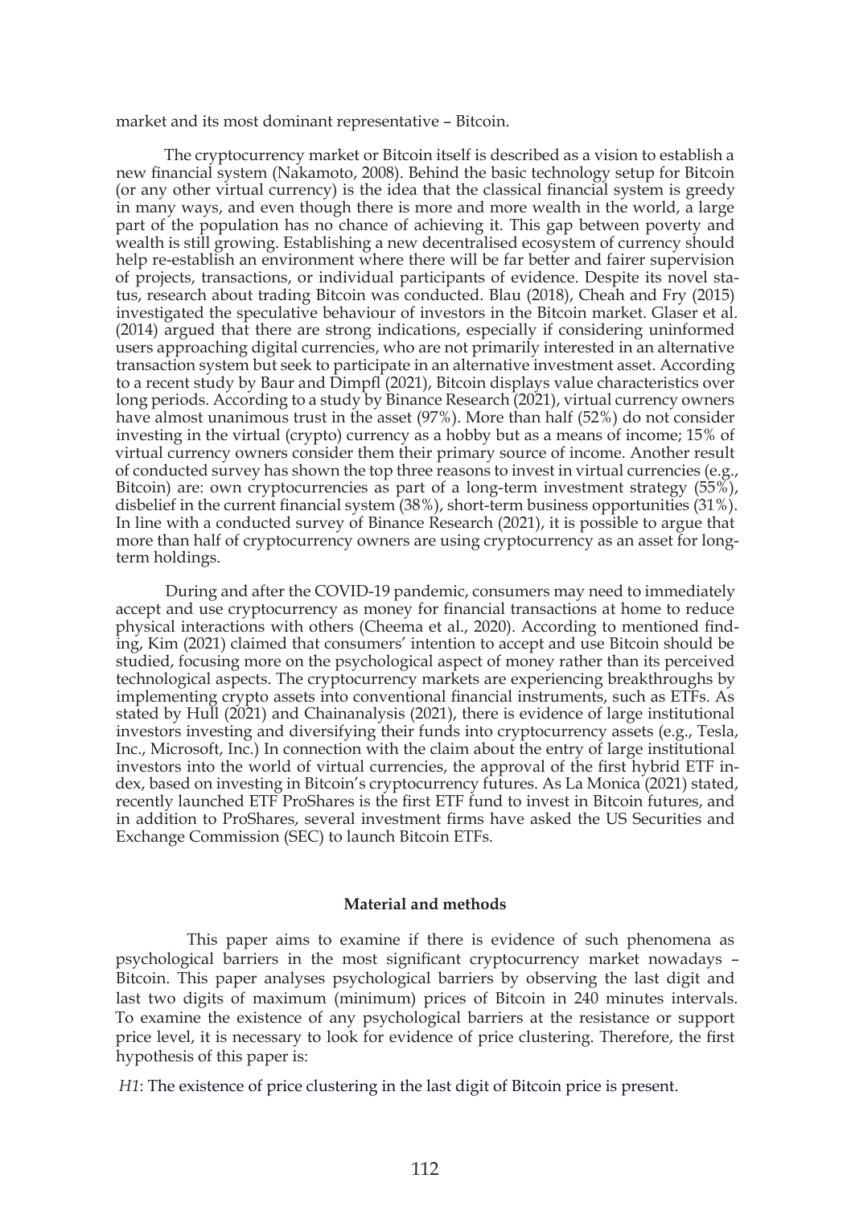market and its most dominant representative – Bitcoin.

The cryptocurrency market or Bitcoin itself is described as a vision to establish a new financial system (Nakamoto, 2008). Behind the basic technology setup for Bitcoin (or any other virtual currency) is the idea that the classical financial system is greedy in many ways, and even though there is more and more wealth in the world, a large part of the population has no chance of achieving it. This gap between poverty and wealth is still growing. Establishing a new decentralised ecosystem of currency should help re-establish an environment where there will be far better and fairer supervision of projects, transactions, or individual participants of evidence. Despite its novel status, research about trading Bitcoin was conducted. Blau (2018), Cheah and Fry (2015) investigated the speculative behaviour of investors in the Bitcoin market. Glaser et al. (2014) argued that there are strong indications, especially if considering uninformed users approaching digital currencies, who are not primarily interested in an alternative transaction system but seek to participate in an alternative investment asset. According to a recent study by Baur and Dimpfl (2021), Bitcoin displays value characteristics over long periods. According to a study by Binance Research (2021), virtual currency owners have almost unanimous trust in the asset (97%). More than half (52%) do not consider investing in the virtual (crypto) currency as a hobby but as a means of income; 15% of virtual currency owners consider them their primary source of income. Another result of conducted survey has shown the top three reasons to invest in virtual currencies (e.g., Bitcoin) are: own cryptocurrencies as part of a long-term investment strategy (55%), disbelief in the current financial system (38%), short-term business opportunities (31%). In line with a conducted survey of Binance Research (2021), it is possible to argue that more than half of cryptocurrency owners are using cryptocurrency as an asset for long-term holdings.

During and after the COVID-19 pandemic, consumers may need to immediately accept and use cryptocurrency as money for financial transactions at home to reduce physical interactions with others (Cheema et al., 2020). According to mentioned finding, Kim (2021) claimed that consumers' intention to accept and use Bitcoin should be studied, focusing more on the psychological aspect of money rather than its perceived technological aspects. The cryptocurrency markets are experiencing breakthroughs by implementing crypto assets into conventional financial instruments, such as ETFs. As stated by Hull (2021) and Chainanalysis (2021), there is evidence of large institutional investors investing and diversifying their funds into cryptocurrency assets (e.g., Tesla, Inc., Microsoft, Inc.) In connection with the claim about the entry of large institutional investors into the world of virtual currencies, the approval of the first hybrid ETF index, based on investing in Bitcoin's cryptocurrency futures. As La Monica (2021) stated, recently launched ETF ProShares is the first ETF fund to invest in Bitcoin futures, and in addition to ProShares, several investment firms have asked the US Securities and Exchange Commission (SEC) to launch Bitcoin ETFs.

## Material and methods

This paper aims to examine if there is evidence of such phenomena as psychological barriers in the most significant cryptocurrency market nowadays – Bitcoin. This paper analyses psychological barriers by observing the last digit and last two digits of maximum (minimum) prices of Bitcoin in 240 minutes intervals. To examine the existence of any psychological barriers at the resistance or support price level, it is necessary to look for evidence of price clustering. Therefore, the first hypothesis of this paper is:

*H1*: The existence of price clustering in the last digit of Bitcoin price is present.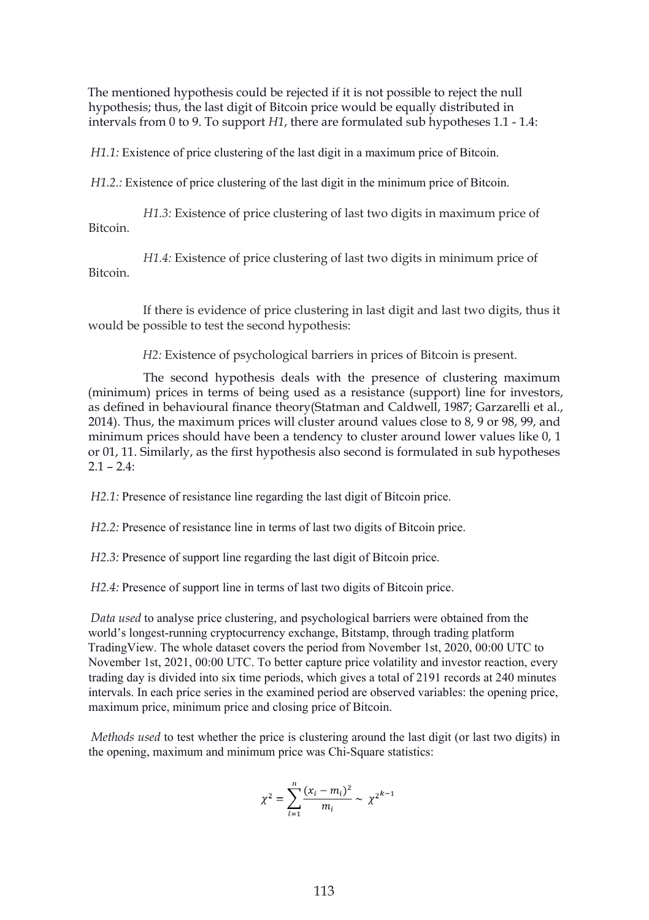The mentioned hypothesis could be rejected if it is not possible to reject the null hypothesis; thus, the last digit of Bitcoin price would be equally distributed in intervals from 0 to 9. To support *H1*, there are formulated sub hypotheses 1.1 - 1.4:

*H1.1:* Existence of price clustering of the last digit in a maximum price of Bitcoin.

*H1.2.:* Existence of price clustering of the last digit in the minimum price of Bitcoin.

*H1.3:* Existence of price clustering of last two digits in maximum price of Bitcoin.

*H1.4:* Existence of price clustering of last two digits in minimum price of Bitcoin.

If there is evidence of price clustering in last digit and last two digits, thus it would be possible to test the second hypothesis:

*H2:* Existence of psychological barriers in prices of Bitcoin is present.

The second hypothesis deals with the presence of clustering maximum (minimum) prices in terms of being used as a resistance (support) line for investors, as defined in behavioural finance theory(Statman and Caldwell, 1987; Garzarelli et al., 2014). Thus, the maximum prices will cluster around values close to 8, 9 or 98, 99, and minimum prices should have been a tendency to cluster around lower values like 0, 1 or 01, 11. Similarly, as the first hypothesis also second is formulated in sub hypotheses 2.1 – 2.4:

*H2.1:* Presence of resistance line regarding the last digit of Bitcoin price.

*H2.2:* Presence of resistance line in terms of last two digits of Bitcoin price.

*H2.3:* Presence of support line regarding the last digit of Bitcoin price.

*H2.4:* Presence of support line in terms of last two digits of Bitcoin price.

*Data used* to analyse price clustering, and psychological barriers were obtained from the world's longest-running cryptocurrency exchange, Bitstamp, through trading platform TradingView. The whole dataset covers the period from November 1st, 2020, 00:00 UTC to November 1st, 2021, 00:00 UTC. To better capture price volatility and investor reaction, every trading day is divided into six time periods, which gives a total of 2191 records at 240 minutes intervals. In each price series in the examined period are observed variables: the opening price, maximum price, minimum price and closing price of Bitcoin.

*Methods used* to test whether the price is clustering around the last digit (or last two digits) in the opening, maximum and minimum price was Chi-Square statistics:

$$\chi^2 = \sum_{i=1}^{n} \frac{(x_i - m_i)^2}{m_i} \sim \chi^{2^{k-1}}$$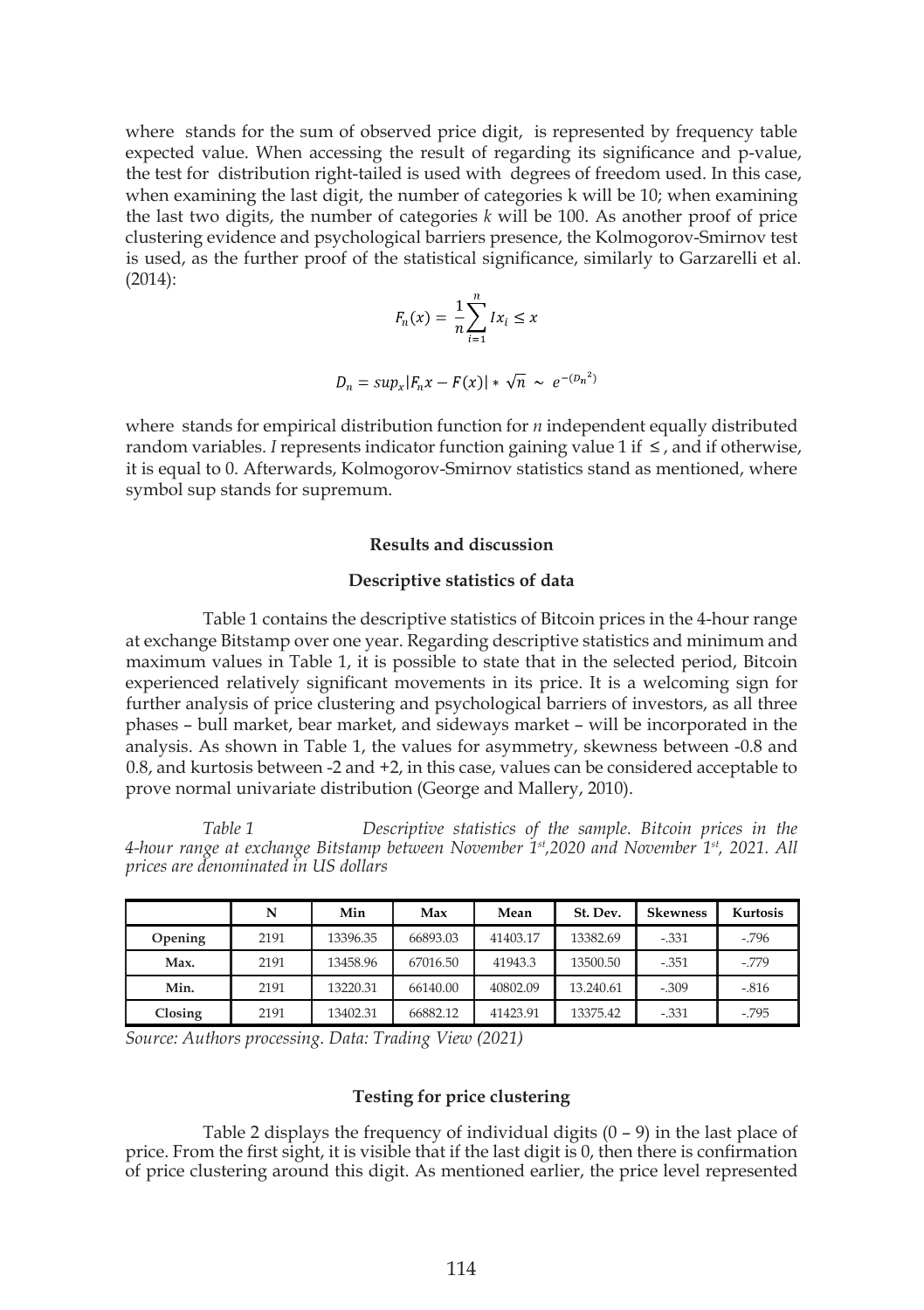where  stands for the sum of observed price digit,  is represented by frequency table expected value. When accessing the result of regarding its significance and p-value, the test for  distribution right-tailed is used with  degrees of freedom used. In this case, when examining the last digit, the number of categories k will be 10; when examining the last two digits, the number of categories *k* will be 100. As another proof of price clustering evidence and psychological barriers presence, the Kolmogorov-Smirnov test is used, as the further proof of the statistical significance, similarly to Garzarelli et al. (2014):

$$F_n(x) = \frac{1}{n}\sum_{i=1}^{n} Ix_i \leq x$$

$$D_n = sup_x|F_n x - F(x)| * \sqrt{n} \sim e^{-(D_n{}^2)}$$

where  stands for empirical distribution function for *n* independent equally distributed random variables. *I* represents indicator function gaining value 1 if  ≤ , and if otherwise, it is equal to 0. Afterwards, Kolmogorov-Smirnov statistics stand as mentioned, where symbol sup stands for supremum.

## Results and discussion

### Descriptive statistics of data

Table 1 contains the descriptive statistics of Bitcoin prices in the 4-hour range at exchange Bitstamp over one year. Regarding descriptive statistics and minimum and maximum values in Table 1, it is possible to state that in the selected period, Bitcoin experienced relatively significant movements in its price. It is a welcoming sign for further analysis of price clustering and psychological barriers of investors, as all three phases – bull market, bear market, and sideways market – will be incorporated in the analysis. As shown in Table 1, the values for asymmetry, skewness between -0.8 and 0.8, and kurtosis between -2 and +2, in this case, values can be considered acceptable to prove normal univariate distribution (George and Mallery, 2010).

*Table 1 Descriptive statistics of the sample. Bitcoin prices in the 4-hour range at exchange Bitstamp between November 1st,2020 and November 1st, 2021. All prices are denominated in US dollars*

| | N | Min | Max | Mean | St. Dev. | Skewness | Kurtosis |
|---|---|---|---|---|---|---|---|
| **Opening** | 2191 | 13396.35 | 66893.03 | 41403.17 | 13382.69 | -.331 | -.796 |
| **Max.** | 2191 | 13458.96 | 67016.50 | 41943.3 | 13500.50 | -.351 | -.779 |
| **Min.** | 2191 | 13220.31 | 66140.00 | 40802.09 | 13.240.61 | -.309 | -.816 |
| **Closing** | 2191 | 13402.31 | 66882.12 | 41423.91 | 13375.42 | -.331 | -.795 |

*Source: Authors processing. Data: Trading View (2021)*

### Testing for price clustering

Table 2 displays the frequency of individual digits (0 – 9) in the last place of price. From the first sight, it is visible that if the last digit is 0, then there is confirmation of price clustering around this digit. As mentioned earlier, the price level represented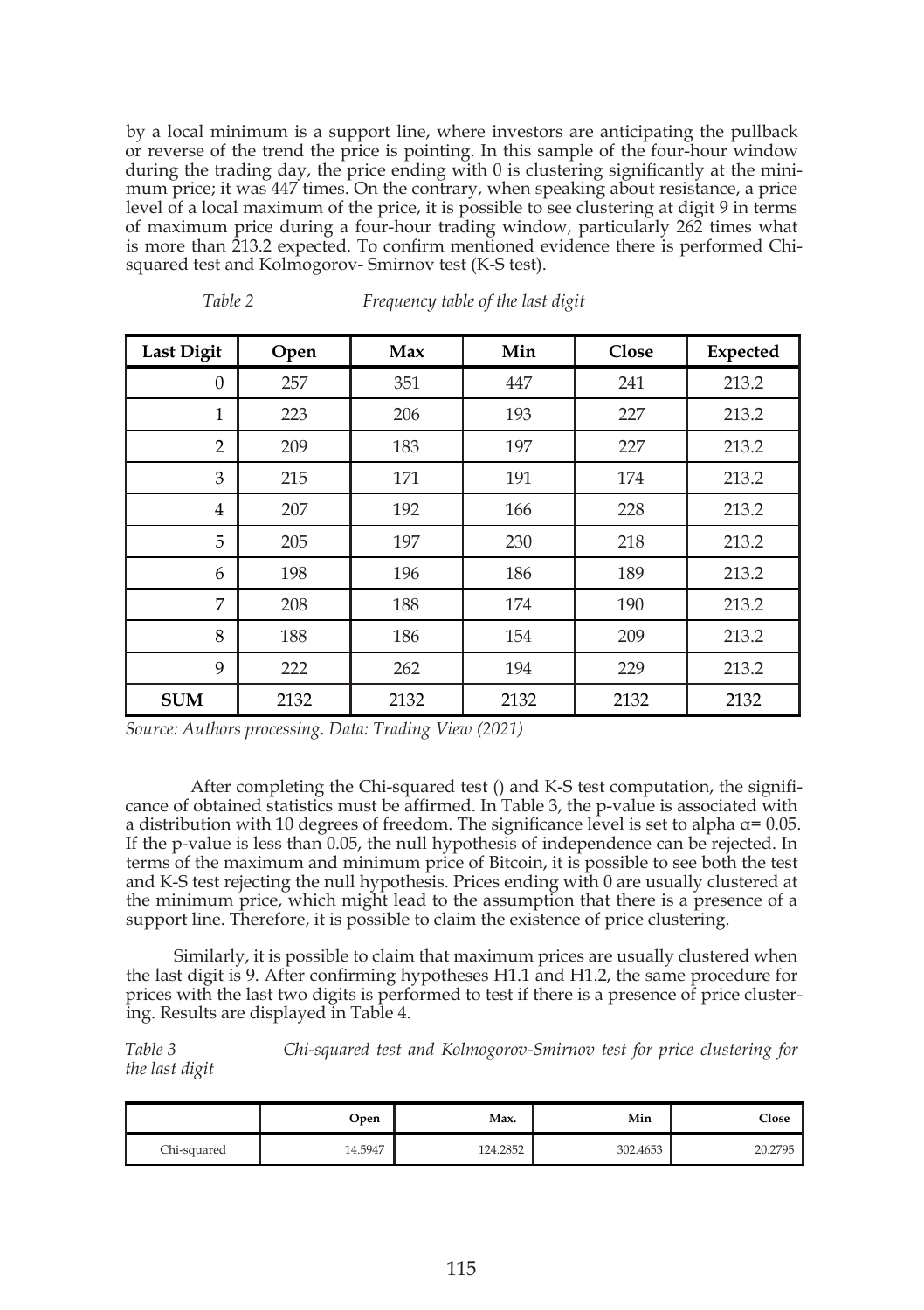by a local minimum is a support line, where investors are anticipating the pullback or reverse of the trend the price is pointing. In this sample of the four-hour window during the trading day, the price ending with 0 is clustering significantly at the minimum price; it was 447 times. On the contrary, when speaking about resistance, a price level of a local maximum of the price, it is possible to see clustering at digit 9 in terms of maximum price during a four-hour trading window, particularly 262 times what is more than 213.2 expected. To confirm mentioned evidence there is performed Chi-squared test and Kolmogorov- Smirnov test (K-S test).

*Table 2 Frequency table of the last digit*

| Last Digit | Open | Max | Min | Close | Expected |
|---|---|---|---|---|---|
| 0 | 257 | 351 | 447 | 241 | 213.2 |
| 1 | 223 | 206 | 193 | 227 | 213.2 |
| 2 | 209 | 183 | 197 | 227 | 213.2 |
| 3 | 215 | 171 | 191 | 174 | 213.2 |
| 4 | 207 | 192 | 166 | 228 | 213.2 |
| 5 | 205 | 197 | 230 | 218 | 213.2 |
| 6 | 198 | 196 | 186 | 189 | 213.2 |
| 7 | 208 | 188 | 174 | 190 | 213.2 |
| 8 | 188 | 186 | 154 | 209 | 213.2 |
| 9 | 222 | 262 | 194 | 229 | 213.2 |
| **SUM** | 2132 | 2132 | 2132 | 2132 | 2132 |

*Source: Authors processing. Data: Trading View (2021)*

After completing the Chi-squared test () and K-S test computation, the significance of obtained statistics must be affirmed. In Table 3, the p-value is associated with a distribution with 10 degrees of freedom. The significance level is set to alpha $\alpha = 0.05$. If the p-value is less than 0.05, the null hypothesis of independence can be rejected. In terms of the maximum and minimum price of Bitcoin, it is possible to see both the test and K-S test rejecting the null hypothesis. Prices ending with 0 are usually clustered at the minimum price, which might lead to the assumption that there is a presence of a support line. Therefore, it is possible to claim the existence of price clustering.

Similarly, it is possible to claim that maximum prices are usually clustered when the last digit is 9. After confirming hypotheses H1.1 and H1.2, the same procedure for prices with the last two digits is performed to test if there is a presence of price clustering. Results are displayed in Table 4.

*Table 3 Chi-squared test and Kolmogorov-Smirnov test for price clustering for the last digit*

| | Open | Max. | Min | Close |
|---|---|---|---|---|
| Chi-squared | 14.5947 | 124.2852 | 302.4653 | 20.2795 |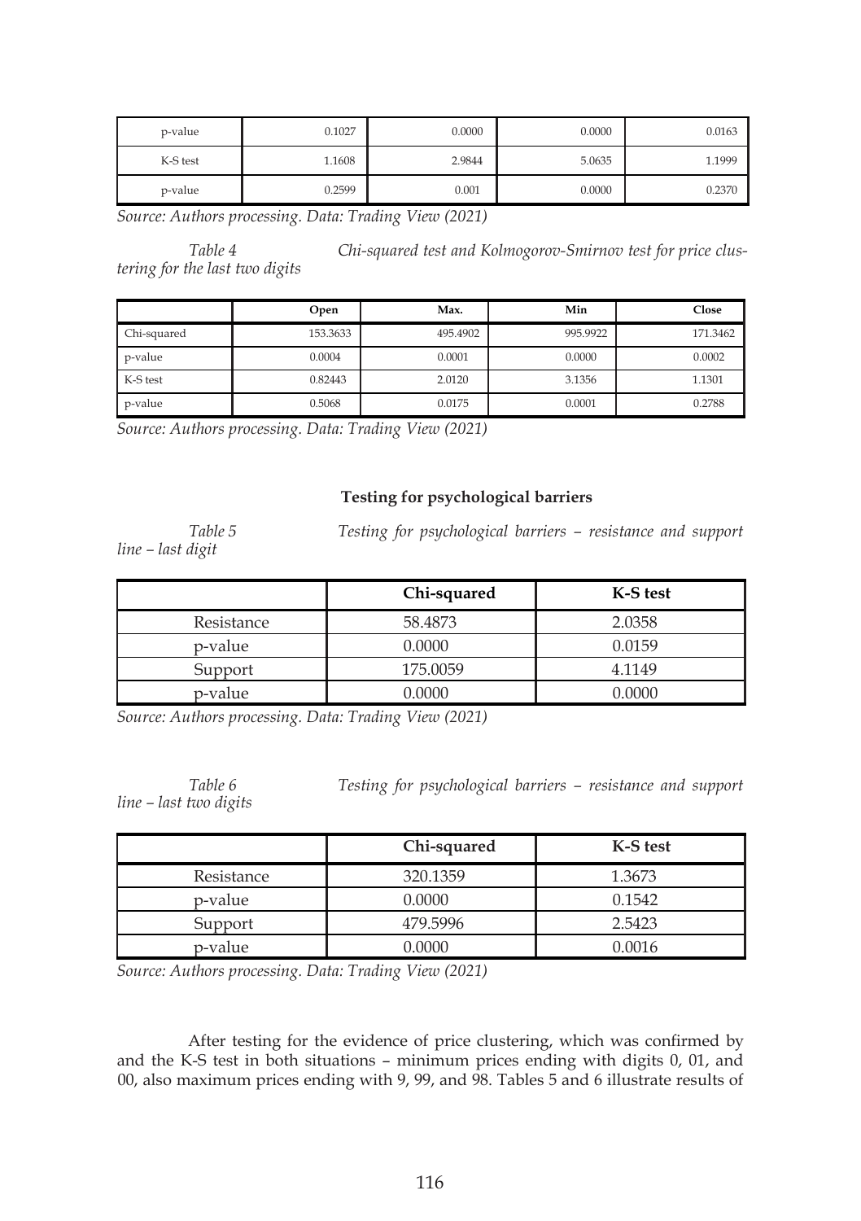| | | | | |
|---|---|---|---|---|
| p-value | 0.1027 | 0.0000 | 0.0000 | 0.0163 |
| K-S test | 1.1608 | 2.9844 | 5.0635 | 1.1999 |
| p-value | 0.2599 | 0.001 | 0.0000 | 0.2370 |

*Source: Authors processing. Data: Trading View (2021)*

*Table 4 Chi-squared test and Kolmogorov-Smirnov test for price clustering for the last two digits*

| | Open | Max. | Min | Close |
|---|---|---|---|---|
| Chi-squared | 153.3633 | 495.4902 | 995.9922 | 171.3462 |
| p-value | 0.0004 | 0.0001 | 0.0000 | 0.0002 |
| K-S test | 0.82443 | 2.0120 | 3.1356 | 1.1301 |
| p-value | 0.5068 | 0.0175 | 0.0001 | 0.2788 |

*Source: Authors processing. Data: Trading View (2021)*

**Testing for psychological barriers**

*Table 5 Testing for psychological barriers – resistance and support line – last digit*

| | Chi-squared | K-S test |
|---|---|---|
| Resistance | 58.4873 | 2.0358 |
| p-value | 0.0000 | 0.0159 |
| Support | 175.0059 | 4.1149 |
| p-value | 0.0000 | 0.0000 |

*Source: Authors processing. Data: Trading View (2021)*

*Table 6 Testing for psychological barriers – resistance and support line – last two digits*

| | Chi-squared | K-S test |
|---|---|---|
| Resistance | 320.1359 | 1.3673 |
| p-value | 0.0000 | 0.1542 |
| Support | 479.5996 | 2.5423 |
| p-value | 0.0000 | 0.0016 |

*Source: Authors processing. Data: Trading View (2021)*

After testing for the evidence of price clustering, which was confirmed by and the K-S test in both situations – minimum prices ending with digits 0, 01, and 00, also maximum prices ending with 9, 99, and 98. Tables 5 and 6 illustrate results of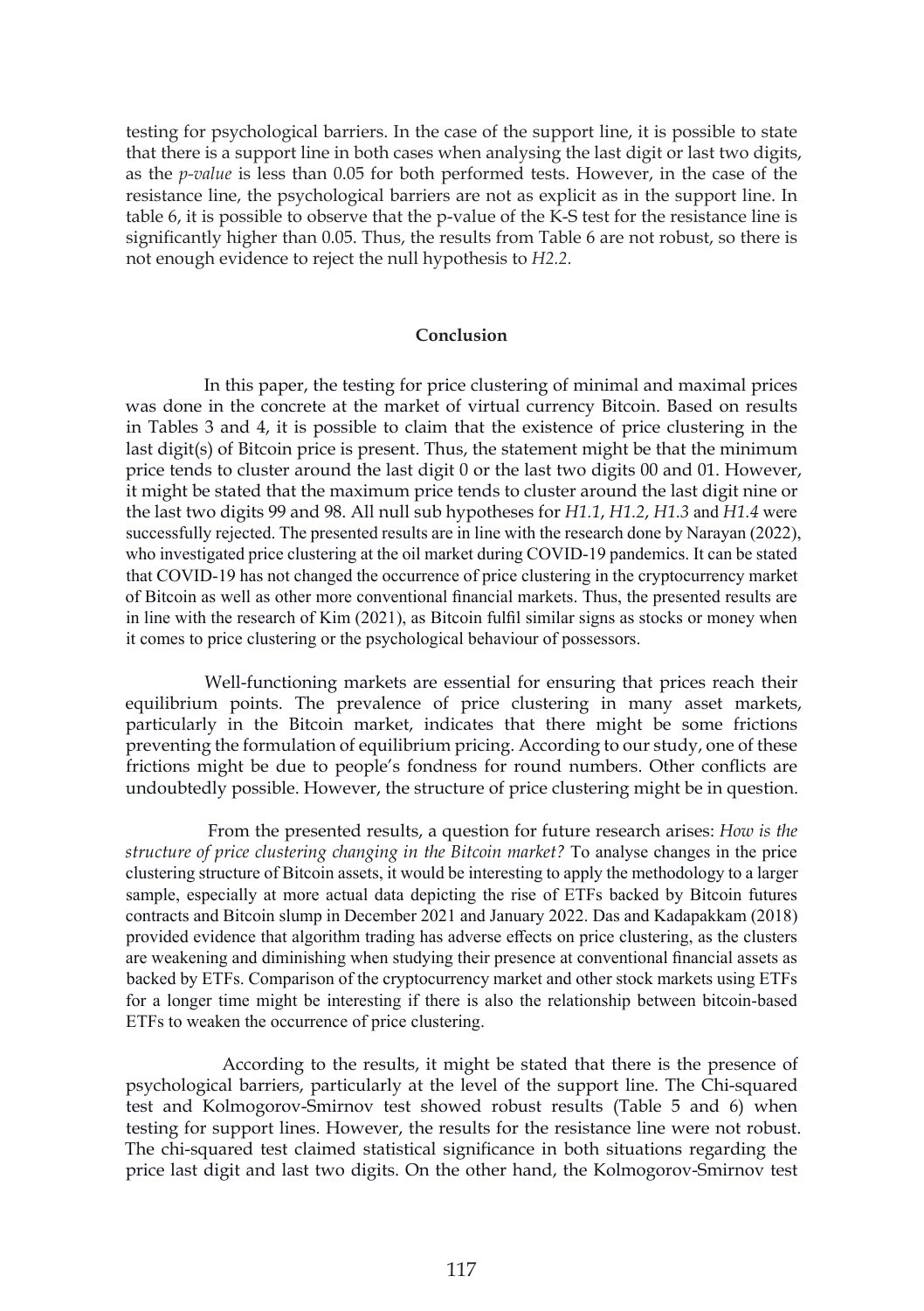testing for psychological barriers. In the case of the support line, it is possible to state that there is a support line in both cases when analysing the last digit or last two digits, as the *p-value* is less than 0.05 for both performed tests. However, in the case of the resistance line, the psychological barriers are not as explicit as in the support line. In table 6, it is possible to observe that the p-value of the K-S test for the resistance line is significantly higher than 0.05. Thus, the results from Table 6 are not robust, so there is not enough evidence to reject the null hypothesis to *H2.2*.

## Conclusion

In this paper, the testing for price clustering of minimal and maximal prices was done in the concrete at the market of virtual currency Bitcoin. Based on results in Tables 3 and 4, it is possible to claim that the existence of price clustering in the last digit(s) of Bitcoin price is present. Thus, the statement might be that the minimum price tends to cluster around the last digit 0 or the last two digits 00 and 01. However, it might be stated that the maximum price tends to cluster around the last digit nine or the last two digits 99 and 98. All null sub hypotheses for *H1.1*, *H1.2*, *H1.3* and *H1.4* were successfully rejected. The presented results are in line with the research done by Narayan (2022), who investigated price clustering at the oil market during COVID-19 pandemics. It can be stated that COVID-19 has not changed the occurrence of price clustering in the cryptocurrency market of Bitcoin as well as other more conventional financial markets. Thus, the presented results are in line with the research of Kim (2021), as Bitcoin fulfil similar signs as stocks or money when it comes to price clustering or the psychological behaviour of possessors.

Well-functioning markets are essential for ensuring that prices reach their equilibrium points. The prevalence of price clustering in many asset markets, particularly in the Bitcoin market, indicates that there might be some frictions preventing the formulation of equilibrium pricing. According to our study, one of these frictions might be due to people's fondness for round numbers. Other conflicts are undoubtedly possible. However, the structure of price clustering might be in question.

From the presented results, a question for future research arises: *How is the structure of price clustering changing in the Bitcoin market?* To analyse changes in the price clustering structure of Bitcoin assets, it would be interesting to apply the methodology to a larger sample, especially at more actual data depicting the rise of ETFs backed by Bitcoin futures contracts and Bitcoin slump in December 2021 and January 2022. Das and Kadapakkam (2018) provided evidence that algorithm trading has adverse effects on price clustering, as the clusters are weakening and diminishing when studying their presence at conventional financial assets as backed by ETFs. Comparison of the cryptocurrency market and other stock markets using ETFs for a longer time might be interesting if there is also the relationship between bitcoin-based ETFs to weaken the occurrence of price clustering.

According to the results, it might be stated that there is the presence of psychological barriers, particularly at the level of the support line. The Chi-squared test and Kolmogorov-Smirnov test showed robust results (Table 5 and 6) when testing for support lines. However, the results for the resistance line were not robust. The chi-squared test claimed statistical significance in both situations regarding the price last digit and last two digits. On the other hand, the Kolmogorov-Smirnov test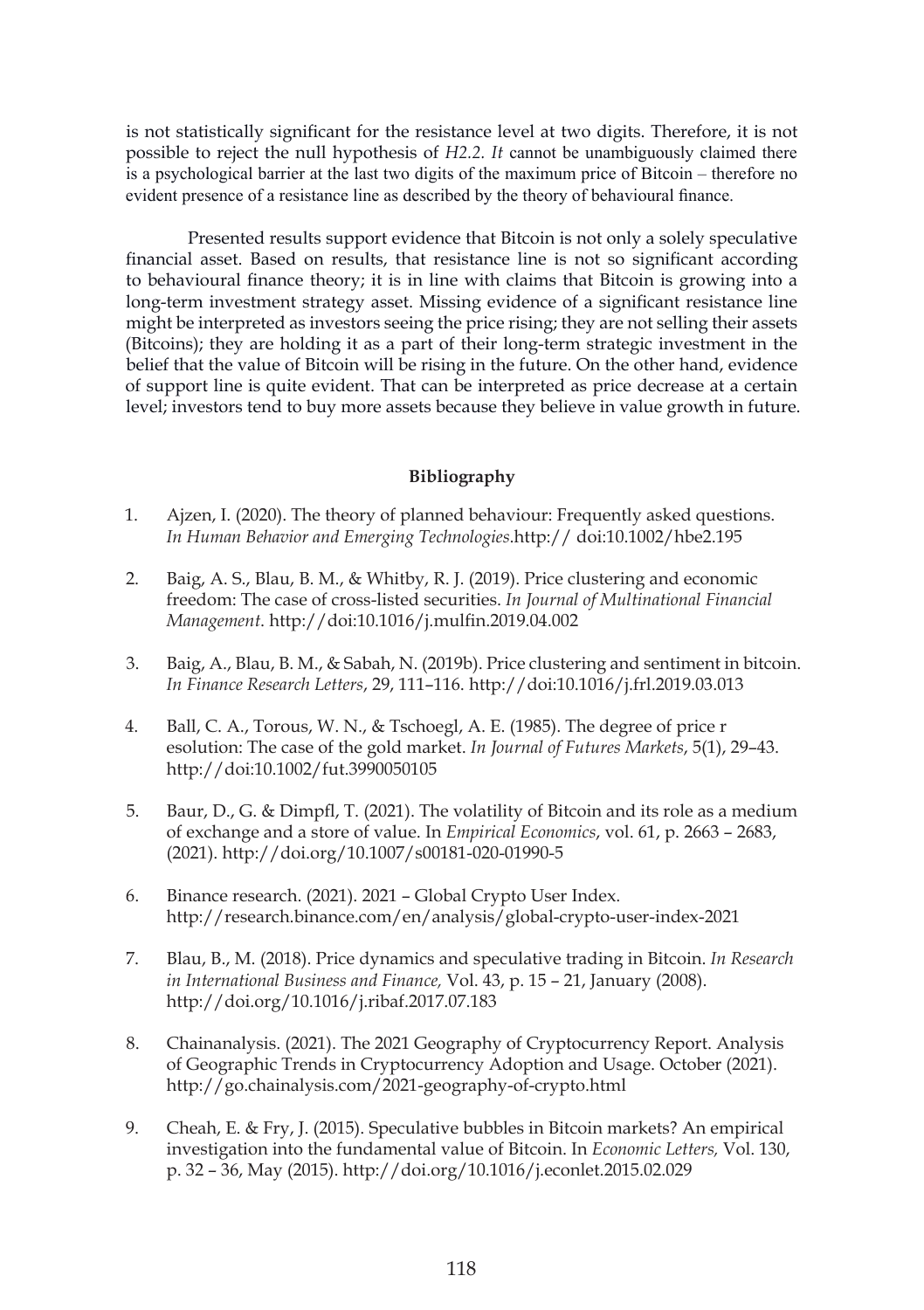is not statistically significant for the resistance level at two digits. Therefore, it is not possible to reject the null hypothesis of *H2.2*. *It* cannot be unambiguously claimed there is a psychological barrier at the last two digits of the maximum price of Bitcoin – therefore no evident presence of a resistance line as described by the theory of behavioural finance.

Presented results support evidence that Bitcoin is not only a solely speculative financial asset. Based on results, that resistance line is not so significant according to behavioural finance theory; it is in line with claims that Bitcoin is growing into a long-term investment strategy asset. Missing evidence of a significant resistance line might be interpreted as investors seeing the price rising; they are not selling their assets (Bitcoins); they are holding it as a part of their long-term strategic investment in the belief that the value of Bitcoin will be rising in the future. On the other hand, evidence of support line is quite evident. That can be interpreted as price decrease at a certain level; investors tend to buy more assets because they believe in value growth in future.

**Bibliography**

1. Ajzen, I. (2020). The theory of planned behaviour: Frequently asked questions. *In Human Behavior and Emerging Technologies*.http:// doi:10.1002/hbe2.195

2. Baig, A. S., Blau, B. M., & Whitby, R. J. (2019). Price clustering and economic freedom: The case of cross-listed securities. *In Journal of Multinational Financial Management*. http://doi:10.1016/j.mulfin.2019.04.002

3. Baig, A., Blau, B. M., & Sabah, N. (2019b). Price clustering and sentiment in bitcoin. *In Finance Research Letters*, 29, 111–116. http://doi:10.1016/j.frl.2019.03.013

4. Ball, C. A., Torous, W. N., & Tschoegl, A. E. (1985). The degree of price r esolution: The case of the gold market. *In Journal of Futures Markets*, 5(1), 29–43. http://doi:10.1002/fut.3990050105

5. Baur, D., G. & Dimpfl, T. (2021). The volatility of Bitcoin and its role as a medium of exchange and a store of value. In *Empirical Economics*, vol. 61, p. 2663 – 2683, (2021). http://doi.org/10.1007/s00181-020-01990-5

6. Binance research. (2021). 2021 – Global Crypto User Index. http://research.binance.com/en/analysis/global-crypto-user-index-2021

7. Blau, B., M. (2018). Price dynamics and speculative trading in Bitcoin. *In Research in International Business and Finance,* Vol. 43, p. 15 – 21, January (2008). http://doi.org/10.1016/j.ribaf.2017.07.183

8. Chainanalysis. (2021). The 2021 Geography of Cryptocurrency Report. Analysis of Geographic Trends in Cryptocurrency Adoption and Usage. October (2021). http://go.chainalysis.com/2021-geography-of-crypto.html

9. Cheah, E. & Fry, J. (2015). Speculative bubbles in Bitcoin markets? An empirical investigation into the fundamental value of Bitcoin. In *Economic Letters,* Vol. 130, p. 32 – 36, May (2015). http://doi.org/10.1016/j.econlet.2015.02.029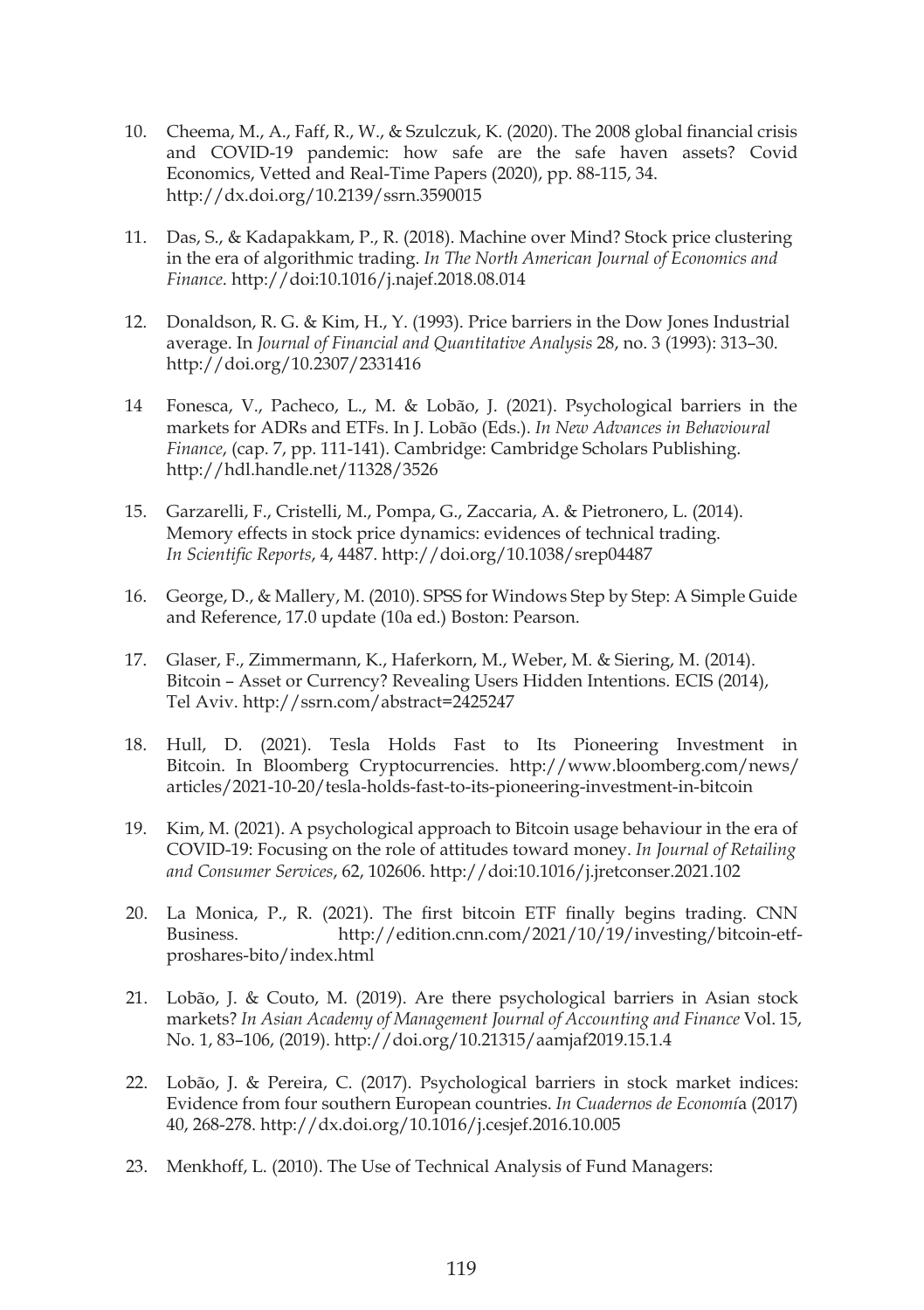10. Cheema, M., A., Faff, R., W., & Szulczuk, K. (2020). The 2008 global financial crisis and COVID-19 pandemic: how safe are the safe haven assets? Covid Economics, Vetted and Real-Time Papers (2020), pp. 88-115, 34. http://dx.doi.org/10.2139/ssrn.3590015

11. Das, S., & Kadapakkam, P., R. (2018). Machine over Mind? Stock price clustering in the era of algorithmic trading. *In The North American Journal of Economics and Finance*. http://doi:10.1016/j.najef.2018.08.014

12. Donaldson, R. G. & Kim, H., Y. (1993). Price barriers in the Dow Jones Industrial average. In *Journal of Financial and Quantitative Analysis* 28, no. 3 (1993): 313–30. http://doi.org/10.2307/2331416

14 Fonesca, V., Pacheco, L., M. & Lobão, J. (2021). Psychological barriers in the markets for ADRs and ETFs. In J. Lobão (Eds.). *In New Advances in Behavioural Finance*, (cap. 7, pp. 111-141). Cambridge: Cambridge Scholars Publishing. http://hdl.handle.net/11328/3526

15. Garzarelli, F., Cristelli, M., Pompa, G., Zaccaria, A. & Pietronero, L. (2014). Memory effects in stock price dynamics: evidences of technical trading. *In Scientific Reports*, 4, 4487. http://doi.org/10.1038/srep04487

16. George, D., & Mallery, M. (2010). SPSS for Windows Step by Step: A Simple Guide and Reference, 17.0 update (10a ed.) Boston: Pearson.

17. Glaser, F., Zimmermann, K., Haferkorn, M., Weber, M. & Siering, M. (2014). Bitcoin – Asset or Currency? Revealing Users Hidden Intentions. ECIS (2014), Tel Aviv. http://ssrn.com/abstract=2425247

18. Hull, D. (2021). Tesla Holds Fast to Its Pioneering Investment in Bitcoin. In Bloomberg Cryptocurrencies. http://www.bloomberg.com/news/articles/2021-10-20/tesla-holds-fast-to-its-pioneering-investment-in-bitcoin

19. Kim, M. (2021). A psychological approach to Bitcoin usage behaviour in the era of COVID-19: Focusing on the role of attitudes toward money. *In Journal of Retailing and Consumer Services*, 62, 102606. http://doi:10.1016/j.jretconser.2021.102

20. La Monica, P., R. (2021). The first bitcoin ETF finally begins trading. CNN Business. http://edition.cnn.com/2021/10/19/investing/bitcoin-etf-proshares-bito/index.html

21. Lobão, J. & Couto, M. (2019). Are there psychological barriers in Asian stock markets? *In Asian Academy of Management Journal of Accounting and Finance* Vol. 15, No. 1, 83–106, (2019). http://doi.org/10.21315/aamjaf2019.15.1.4

22. Lobão, J. & Pereira, C. (2017). Psychological barriers in stock market indices: Evidence from four southern European countries. *In Cuadernos de Economía* (2017) 40, 268-278. http://dx.doi.org/10.1016/j.cesjef.2016.10.005

23. Menkhoff, L. (2010). The Use of Technical Analysis of Fund Managers: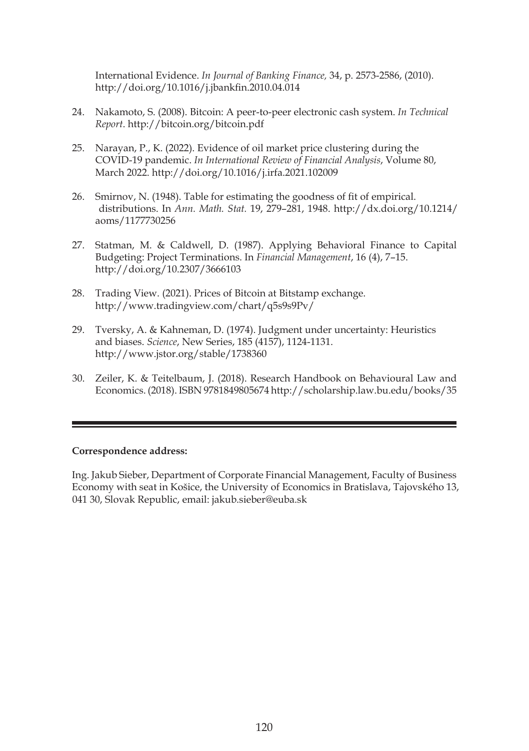International Evidence. *In Journal of Banking Finance,* 34, p. 2573-2586, (2010). http://doi.org/10.1016/j.jbankfin.2010.04.014

24. Nakamoto, S. (2008). Bitcoin: A peer-to-peer electronic cash system. *In Technical Report*. http://bitcoin.org/bitcoin.pdf

25. Narayan, P., K. (2022). Evidence of oil market price clustering during the COVID-19 pandemic. *In International Review of Financial Analysis*, Volume 80, March 2022. http://doi.org/10.1016/j.irfa.2021.102009

26. Smirnov, N. (1948). Table for estimating the goodness of fit of empirical. distributions. In *Ann. Math. Stat.* 19, 279–281, 1948. http://dx.doi.org/10.1214/aoms/1177730256

27. Statman, M. & Caldwell, D. (1987). Applying Behavioral Finance to Capital Budgeting: Project Terminations. In *Financial Management*, 16 (4), 7–15. http://doi.org/10.2307/3666103

28. Trading View. (2021). Prices of Bitcoin at Bitstamp exchange. http://www.tradingview.com/chart/q5s9s9Pv/

29. Tversky, A. & Kahneman, D. (1974). Judgment under uncertainty: Heuristics and biases. *Science*, New Series, 185 (4157), 1124-1131. http://www.jstor.org/stable/1738360

30. Zeiler, K. & Teitelbaum, J. (2018). Research Handbook on Behavioural Law and Economics. (2018). ISBN 9781849805674 http://scholarship.law.bu.edu/books/35

---

**Correspondence address:**

Ing. Jakub Sieber, Department of Corporate Financial Management, Faculty of Business Economy with seat in Košice, the University of Economics in Bratislava, Tajovského 13, 041 30, Slovak Republic, email: jakub.sieber@euba.sk